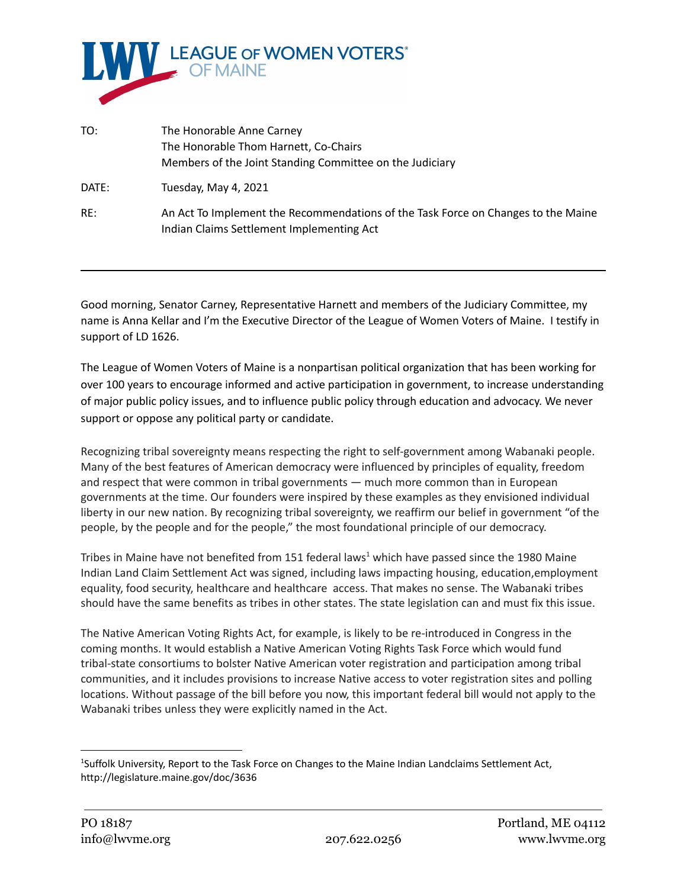# LEAGUE OF WOMEN VOTERS OF MAINE

| | |
|---|---|
| TO: | The Honorable Anne Carney<br>The Honorable Thom Harnett, Co-Chairs<br>Members of the Joint Standing Committee on the Judiciary |
| DATE: | Tuesday, May 4, 2021 |
| RE: | An Act To Implement the Recommendations of the Task Force on Changes to the Maine Indian Claims Settlement Implementing Act |

---

Good morning, Senator Carney, Representative Harnett and members of the Judiciary Committee, my name is Anna Kellar and I'm the Executive Director of the League of Women Voters of Maine. I testify in support of LD 1626.

The League of Women Voters of Maine is a nonpartisan political organization that has been working for over 100 years to encourage informed and active participation in government, to increase understanding of major public policy issues, and to influence public policy through education and advocacy. We never support or oppose any political party or candidate.

Recognizing tribal sovereignty means respecting the right to self-government among Wabanaki people. Many of the best features of American democracy were influenced by principles of equality, freedom and respect that were common in tribal governments — much more common than in European governments at the time. Our founders were inspired by these examples as they envisioned individual liberty in our new nation. By recognizing tribal sovereignty, we reaffirm our belief in government "of the people, by the people and for the people," the most foundational principle of our democracy.

Tribes in Maine have not benefited from 151 federal laws[1] which have passed since the 1980 Maine Indian Land Claim Settlement Act was signed, including laws impacting housing, education,employment equality, food security, healthcare and healthcare access. That makes no sense. The Wabanaki tribes should have the same benefits as tribes in other states. The state legislation can and must fix this issue.

The Native American Voting Rights Act, for example, is likely to be re-introduced in Congress in the coming months. It would establish a Native American Voting Rights Task Force which would fund tribal-state consortiums to bolster Native American voter registration and participation among tribal communities, and it includes provisions to increase Native access to voter registration sites and polling locations. Without passage of the bill before you now, this important federal bill would not apply to the Wabanaki tribes unless they were explicitly named in the Act.

---

[1] Suffolk University, Report to the Task Force on Changes to the Maine Indian Landclaims Settlement Act, http://legislature.maine.gov/doc/3636

PO 18187 | Portland, ME 04112 | info@lwvme.org | 207.622.0256 | www.lwvme.org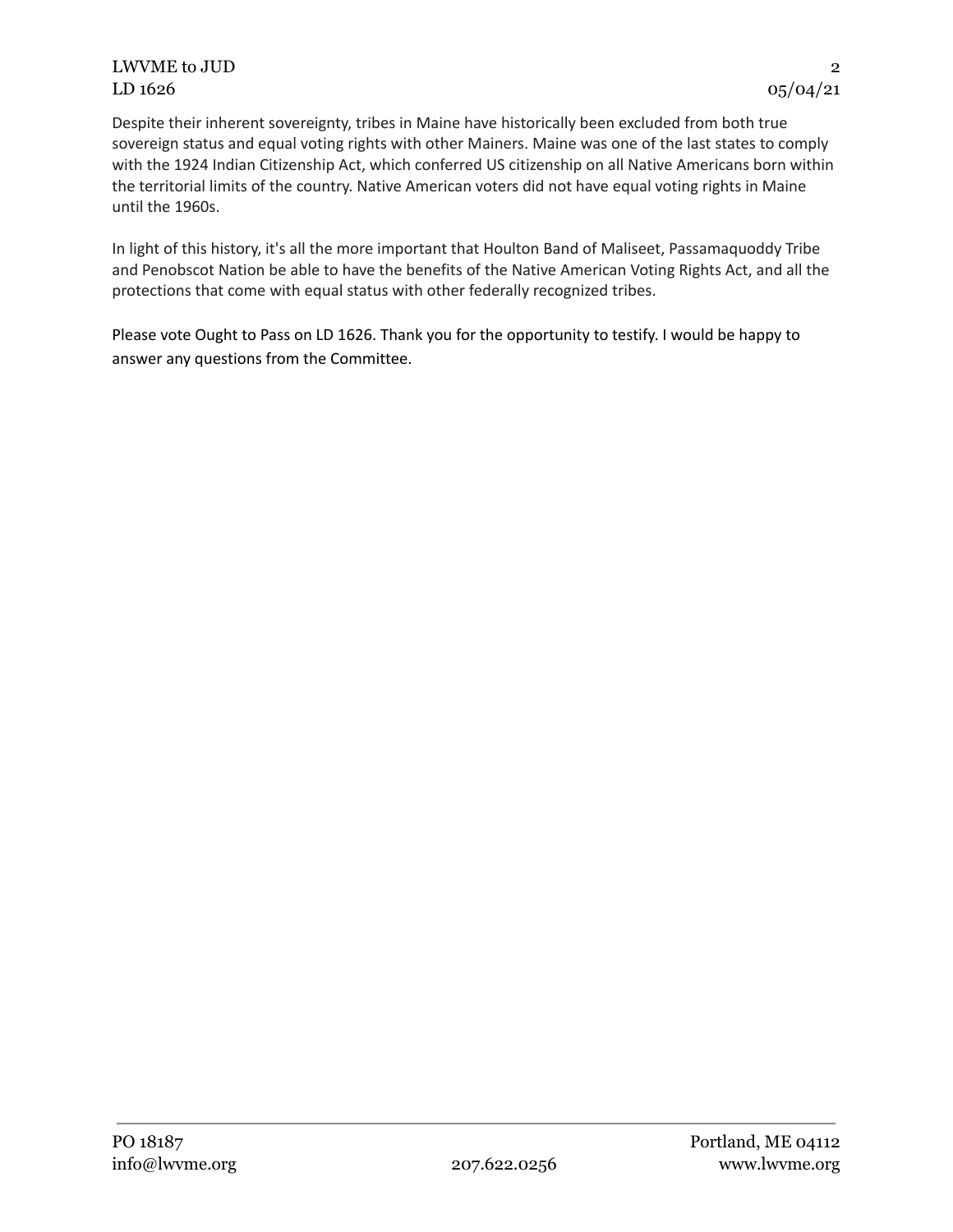Despite their inherent sovereignty, tribes in Maine have historically been excluded from both true sovereign status and equal voting rights with other Mainers. Maine was one of the last states to comply with the 1924 Indian Citizenship Act, which conferred US citizenship on all Native Americans born within the territorial limits of the country. Native American voters did not have equal voting rights in Maine until the 1960s.

In light of this history, it's all the more important that Houlton Band of Maliseet, Passamaquoddy Tribe and Penobscot Nation be able to have the benefits of the Native American Voting Rights Act, and all the protections that come with equal status with other federally recognized tribes.

Please vote Ought to Pass on LD 1626. Thank you for the opportunity to testify. I would be happy to answer any questions from the Committee.